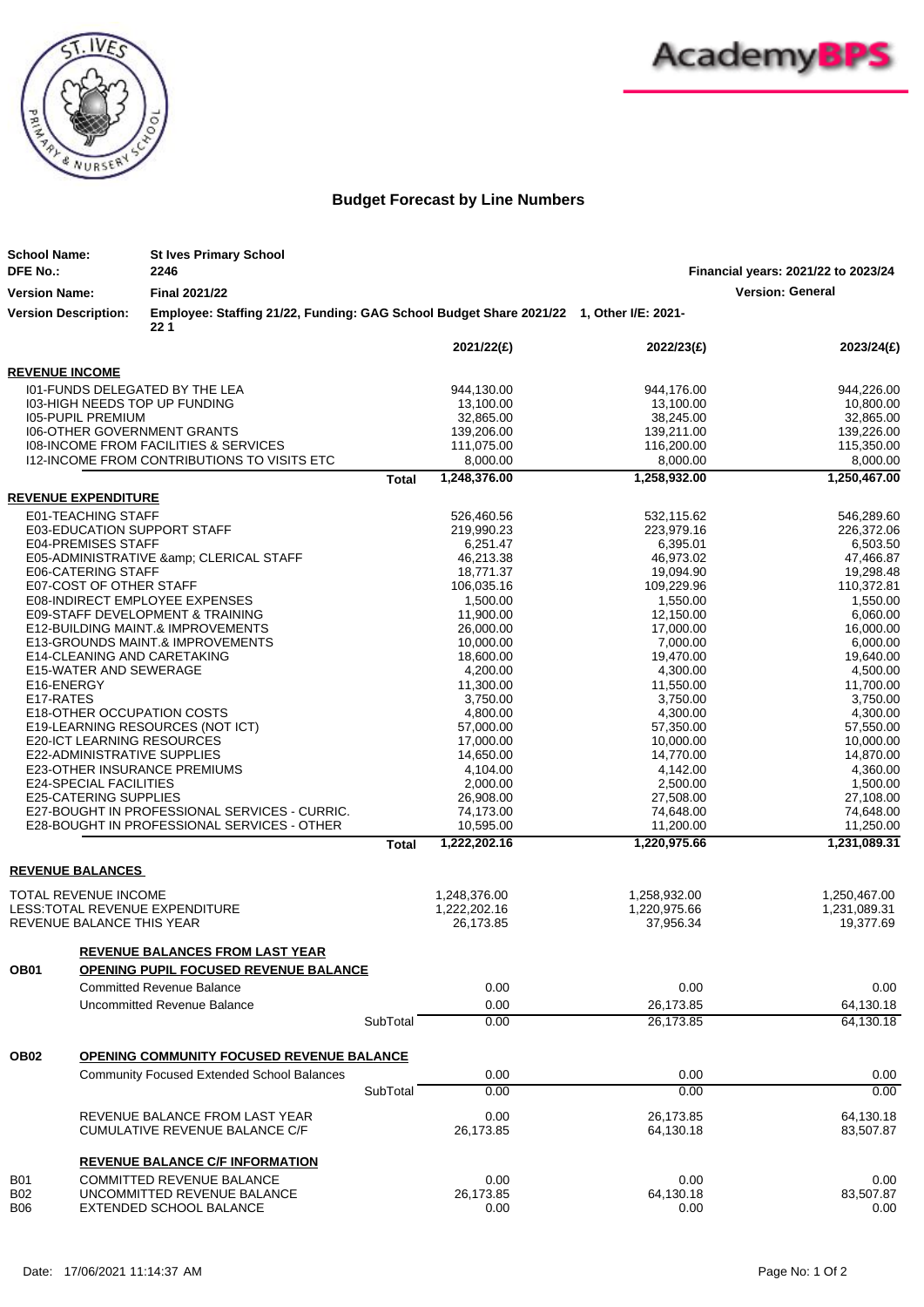# Budget Forecast by Line Numbers

**School Name:** St Ives Primary School
**DFE No.:** 2246
**Version Name:** Final 2021/22
**Version Description:** Employee: Staffing 21/22, Funding: GAG School Budget Share 2021/22 1, Other I/E: 2021-22 1

**Financial years: 2021/22 to 2023/24**
**Version: General**

| | | 2021/22(£) | 2022/23(£) | 2023/24(£) |
|---|---|---|---|---|
| **REVENUE INCOME** | | | | |
| I01-FUNDS DELEGATED BY THE LEA | | 944,130.00 | 944,176.00 | 944,226.00 |
| I03-HIGH NEEDS TOP UP FUNDING | | 13,100.00 | 13,100.00 | 10,800.00 |
| I05-PUPIL PREMIUM | | 32,865.00 | 38,245.00 | 32,865.00 |
| I06-OTHER GOVERNMENT GRANTS | | 139,206.00 | 139,211.00 | 139,226.00 |
| I08-INCOME FROM FACILITIES & SERVICES | | 111,075.00 | 116,200.00 | 115,350.00 |
| I12-INCOME FROM CONTRIBUTIONS TO VISITS ETC | | 8,000.00 | 8,000.00 | 8,000.00 |
| | **Total** | **1,248,376.00** | **1,258,932.00** | **1,250,467.00** |
| **REVENUE EXPENDITURE** | | | | |
| E01-TEACHING STAFF | | 526,460.56 | 532,115.62 | 546,289.60 |
| E03-EDUCATION SUPPORT STAFF | | 219,990.23 | 223,979.16 | 226,372.06 |
| E04-PREMISES STAFF | | 6,251.47 | 6,395.01 | 6,503.50 |
| E05-ADMINISTRATIVE &amp; CLERICAL STAFF | | 46,213.38 | 46,973.02 | 47,466.87 |
| E06-CATERING STAFF | | 18,771.37 | 19,094.90 | 19,298.48 |
| E07-COST OF OTHER STAFF | | 106,035.16 | 109,229.96 | 110,372.81 |
| E08-INDIRECT EMPLOYEE EXPENSES | | 1,500.00 | 1,550.00 | 1,550.00 |
| E09-STAFF DEVELOPMENT & TRAINING | | 11,900.00 | 12,150.00 | 6,060.00 |
| E12-BUILDING MAINT.& IMPROVEMENTS | | 26,000.00 | 17,000.00 | 16,000.00 |
| E13-GROUNDS MAINT.& IMPROVEMENTS | | 10,000.00 | 7,000.00 | 6,000.00 |
| E14-CLEANING AND CARETAKING | | 18,600.00 | 19,470.00 | 19,640.00 |
| E15-WATER AND SEWERAGE | | 4,200.00 | 4,300.00 | 4,500.00 |
| E16-ENERGY | | 11,300.00 | 11,550.00 | 11,700.00 |
| E17-RATES | | 3,750.00 | 3,750.00 | 3,750.00 |
| E18-OTHER OCCUPATION COSTS | | 4,800.00 | 4,300.00 | 4,300.00 |
| E19-LEARNING RESOURCES (NOT ICT) | | 57,000.00 | 57,350.00 | 57,550.00 |
| E20-ICT LEARNING RESOURCES | | 17,000.00 | 10,000.00 | 10,000.00 |
| E22-ADMINISTRATIVE SUPPLIES | | 14,650.00 | 14,770.00 | 14,870.00 |
| E23-OTHER INSURANCE PREMIUMS | | 4,104.00 | 4,142.00 | 4,360.00 |
| E24-SPECIAL FACILITIES | | 2,000.00 | 2,500.00 | 1,500.00 |
| E25-CATERING SUPPLIES | | 26,908.00 | 27,508.00 | 27,108.00 |
| E27-BOUGHT IN PROFESSIONAL SERVICES - CURRIC. | | 74,173.00 | 74,648.00 | 74,648.00 |
| E28-BOUGHT IN PROFESSIONAL SERVICES - OTHER | | 10,595.00 | 11,200.00 | 11,250.00 |
| | **Total** | **1,222,202.16** | **1,220,975.66** | **1,231,089.31** |
| **REVENUE BALANCES** | | | | |
| TOTAL REVENUE INCOME | | 1,248,376.00 | 1,258,932.00 | 1,250,467.00 |
| LESS:TOTAL REVENUE EXPENDITURE | | 1,222,202.16 | 1,220,975.66 | 1,231,089.31 |
| REVENUE BALANCE THIS YEAR | | 26,173.85 | 37,956.34 | 19,377.69 |
| **REVENUE BALANCES FROM LAST YEAR** | | | | |
| **OB01 OPENING PUPIL FOCUSED REVENUE BALANCE** | | | | |
| Committed Revenue Balance | | 0.00 | 0.00 | 0.00 |
| Uncommitted Revenue Balance | | 0.00 | 26,173.85 | 64,130.18 |
| | SubTotal | 0.00 | 26,173.85 | 64,130.18 |
| **OB02 OPENING COMMUNITY FOCUSED REVENUE BALANCE** | | | | |
| Community Focused Extended School Balances | | 0.00 | 0.00 | 0.00 |
| | SubTotal | 0.00 | 0.00 | 0.00 |
| REVENUE BALANCE FROM LAST YEAR | | 0.00 | 26,173.85 | 64,130.18 |
| CUMULATIVE REVENUE BALANCE C/F | | 26,173.85 | 64,130.18 | 83,507.87 |
| **REVENUE BALANCE C/F INFORMATION** | | | | |
| B01 COMMITTED REVENUE BALANCE | | 0.00 | 0.00 | 0.00 |
| B02 UNCOMMITTED REVENUE BALANCE | | 26,173.85 | 64,130.18 | 83,507.87 |
| B06 EXTENDED SCHOOL BALANCE | | 0.00 | 0.00 | 0.00 |

Date: 17/06/2021 11:14:37 AM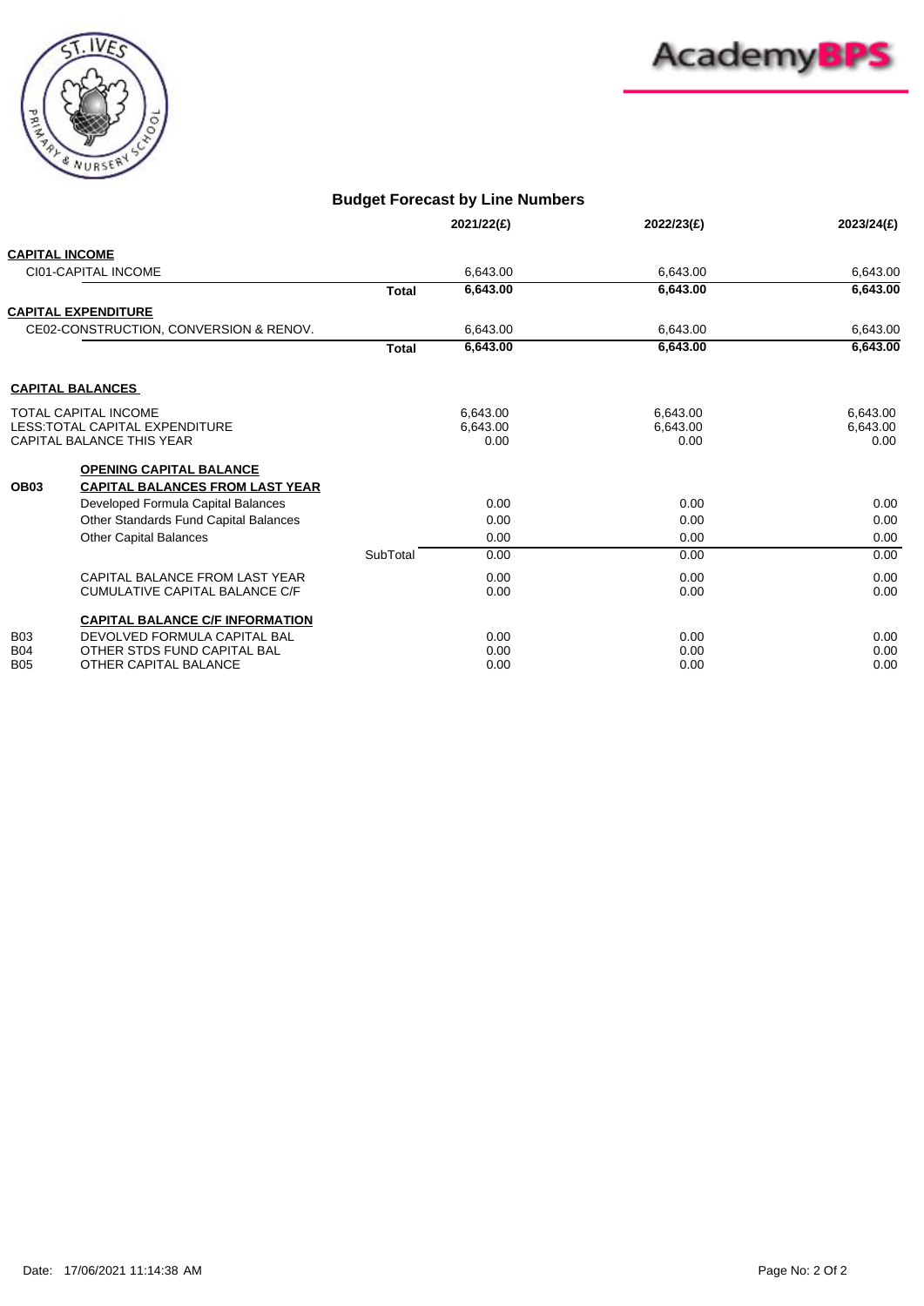## Budget Forecast by Line Numbers

| | | 2021/22(£) | 2022/23(£) | 2023/24(£) |
|---|---|---|---|---|
| **CAPITAL INCOME** | | | | |
| CI01-CAPITAL INCOME | | 6,643.00 | 6,643.00 | 6,643.00 |
| | **Total** | **6,643.00** | **6,643.00** | **6,643.00** |
| **CAPITAL EXPENDITURE** | | | | |
| CE02-CONSTRUCTION, CONVERSION & RENOV. | | 6,643.00 | 6,643.00 | 6,643.00 |
| | **Total** | **6,643.00** | **6,643.00** | **6,643.00** |

**CAPITAL BALANCES**

| | | 2021/22(£) | 2022/23(£) | 2023/24(£) |
|---|---|---|---|---|
| TOTAL CAPITAL INCOME | | 6,643.00 | 6,643.00 | 6,643.00 |
| LESS:TOTAL CAPITAL EXPENDITURE | | 6,643.00 | 6,643.00 | 6,643.00 |
| CAPITAL BALANCE THIS YEAR | | 0.00 | 0.00 | 0.00 |
| | **OPENING CAPITAL BALANCE** | | | |
| **OB03** | **CAPITAL BALANCES FROM LAST YEAR** | | | |
| | Developed Formula Capital Balances | 0.00 | 0.00 | 0.00 |
| | Other Standards Fund Capital Balances | 0.00 | 0.00 | 0.00 |
| | Other Capital Balances | 0.00 | 0.00 | 0.00 |
| | SubTotal | 0.00 | 0.00 | 0.00 |
| | CAPITAL BALANCE FROM LAST YEAR | 0.00 | 0.00 | 0.00 |
| | CUMULATIVE CAPITAL BALANCE C/F | 0.00 | 0.00 | 0.00 |
| | **CAPITAL BALANCE C/F INFORMATION** | | | |
| B03 | DEVOLVED FORMULA CAPITAL BAL | 0.00 | 0.00 | 0.00 |
| B04 | OTHER STDS FUND CAPITAL BAL | 0.00 | 0.00 | 0.00 |
| B05 | OTHER CAPITAL BALANCE | 0.00 | 0.00 | 0.00 |

Date: 17/06/2021 11:14:38 AM